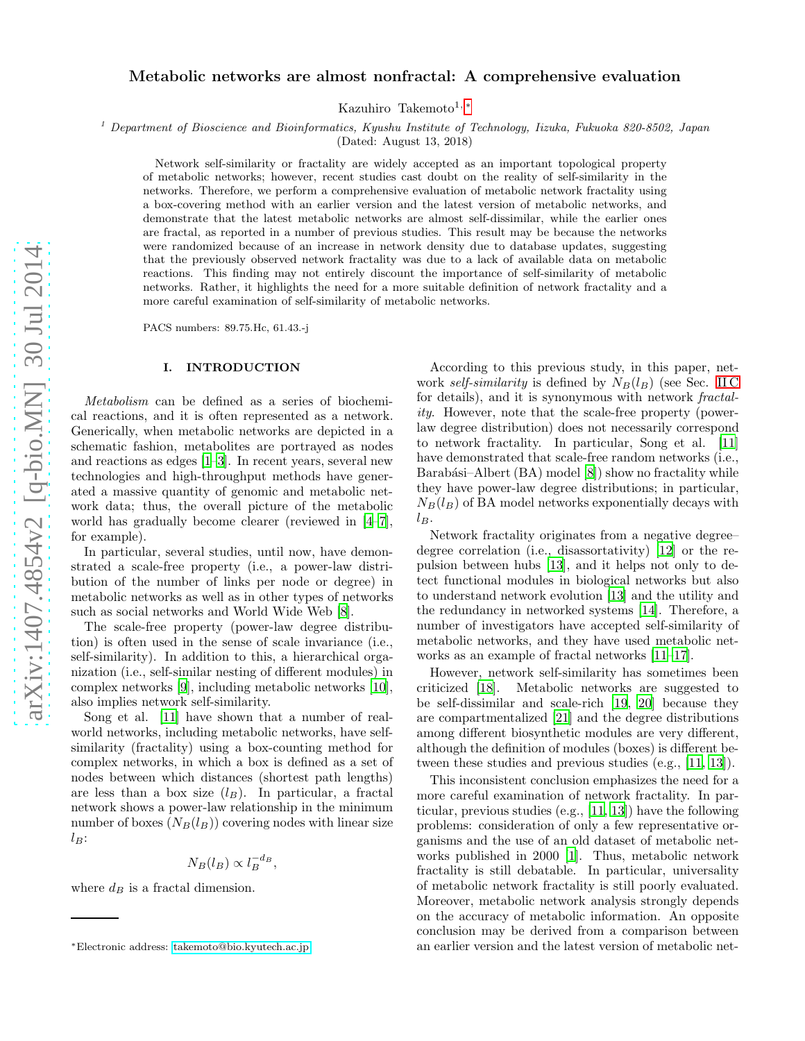# Metabolic networks are almost nonfractal: A comprehensive evaluation

Kazuhiro Takemoto[1,*]

[1] *Department of Bioscience and Bioinformatics, Kyushu Institute of Technology, Iizuka, Fukuoka 820-8502, Japan*

(Dated: August 13, 2018)

Network self-similarity or fractality are widely accepted as an important topological property of metabolic networks; however, recent studies cast doubt on the reality of self-similarity in the networks. Therefore, we perform a comprehensive evaluation of metabolic network fractality using a box-covering method with an earlier version and the latest version of metabolic networks, and demonstrate that the latest metabolic networks are almost self-dissimilar, while the earlier ones are fractal, as reported in a number of previous studies. This result may be because the networks were randomized because of an increase in network density due to database updates, suggesting that the previously observed network fractality was due to a lack of available data on metabolic reactions. This finding may not entirely discount the importance of self-similarity of metabolic networks. Rather, it highlights the need for a more suitable definition of network fractality and a more careful examination of self-similarity of metabolic networks.

PACS numbers: 89.75.Hc, 61.43.-j

## I. INTRODUCTION

*Metabolism* can be defined as a series of biochemical reactions, and it is often represented as a network. Generically, when metabolic networks are depicted in a schematic fashion, metabolites are portrayed as nodes and reactions as edges [1–3]. In recent years, several new technologies and high-throughput methods have generated a massive quantity of genomic and metabolic network data; thus, the overall picture of the metabolic world has gradually become clearer (reviewed in [4–7], for example).

In particular, several studies, until now, have demonstrated a scale-free property (i.e., a power-law distribution of the number of links per node or degree) in metabolic networks as well as in other types of networks such as social networks and World Wide Web [8].

The scale-free property (power-law degree distribution) is often used in the sense of scale invariance (i.e., self-similarity). In addition to this, a hierarchical organization (i.e., self-similar nesting of different modules) in complex networks [9], including metabolic networks [10], also implies network self-similarity.

Song et al. [11] have shown that a number of real-world networks, including metabolic networks, have self-similarity (fractality) using a box-counting method for complex networks, in which a box is defined as a set of nodes between which distances (shortest path lengths) are less than a box size ($l_B$). In particular, a fractal network shows a power-law relationship in the minimum number of boxes ($N_B(l_B)$) covering nodes with linear size $l_B$:

$$N_B(l_B) \propto l_B^{-d_B},$$

where $d_B$ is a fractal dimension.

According to this previous study, in this paper, network *self-similarity* is defined by $N_B(l_B)$ (see Sec. II C for details), and it is synonymous with network *fractality*. However, note that the scale-free property (power-law degree distribution) does not necessarily correspond to network fractality. In particular, Song et al. [11] have demonstrated that scale-free random networks (i.e., Barabási–Albert (BA) model [8]) show no fractality while they have power-law degree distributions; in particular, $N_B(l_B)$ of BA model networks exponentially decays with $l_B$.

Network fractality originates from a negative degree–degree correlation (i.e., disassortativity) [12] or the repulsion between hubs [13], and it helps not only to detect functional modules in biological networks but also to understand network evolution [13] and the utility and the redundancy in networked systems [14]. Therefore, a number of investigators have accepted self-similarity of metabolic networks, and they have used metabolic networks as an example of fractal networks [11–17].

However, network self-similarity has sometimes been criticized [18]. Metabolic networks are suggested to be self-dissimilar and scale-rich [19, 20] because they are compartmentalized [21] and the degree distributions among different biosynthetic modules are very different, although the definition of modules (boxes) is different between these studies and previous studies (e.g., [11, 13]).

This inconsistent conclusion emphasizes the need for a more careful examination of network fractality. In particular, previous studies (e.g., [11, 13]) have the following problems: consideration of only a few representative organisms and the use of an old dataset of metabolic networks published in 2000 [1]. Thus, metabolic network fractality is still debatable. In particular, universality of metabolic network fractality is still poorly evaluated. Moreover, metabolic network analysis strongly depends on the accuracy of metabolic information. An opposite conclusion may be derived from a comparison between an earlier version and the latest version of metabolic net-

*Electronic address: takemoto@bio.kyutech.ac.jp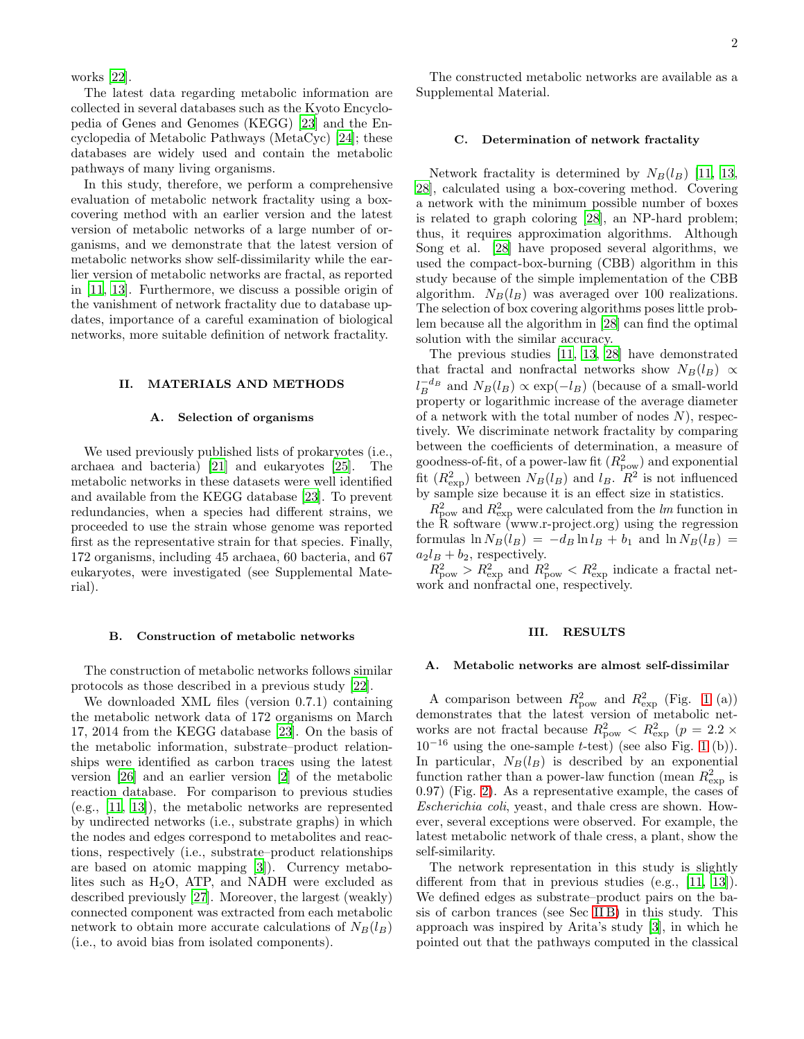works [22].

The latest data regarding metabolic information are collected in several databases such as the Kyoto Encyclopedia of Genes and Genomes (KEGG) [23] and the Encyclopedia of Metabolic Pathways (MetaCyc) [24]; these databases are widely used and contain the metabolic pathways of many living organisms.

In this study, therefore, we perform a comprehensive evaluation of metabolic network fractality using a box-covering method with an earlier version and the latest version of metabolic networks of a large number of organisms, and we demonstrate that the latest version of metabolic networks show self-dissimilarity while the earlier version of metabolic networks are fractal, as reported in [11, 13]. Furthermore, we discuss a possible origin of the vanishment of network fractality due to database updates, importance of a careful examination of biological networks, more suitable definition of network fractality.

## II. MATERIALS AND METHODS

### A. Selection of organisms

We used previously published lists of prokaryotes (i.e., archaea and bacteria) [21] and eukaryotes [25]. The metabolic networks in these datasets were well identified and available from the KEGG database [23]. To prevent redundancies, when a species had different strains, we proceeded to use the strain whose genome was reported first as the representative strain for that species. Finally, 172 organisms, including 45 archaea, 60 bacteria, and 67 eukaryotes, were investigated (see Supplemental Material).

### B. Construction of metabolic networks

The construction of metabolic networks follows similar protocols as those described in a previous study [22].

We downloaded XML files (version 0.7.1) containing the metabolic network data of 172 organisms on March 17, 2014 from the KEGG database [23]. On the basis of the metabolic information, substrate–product relationships were identified as carbon traces using the latest version [26] and an earlier version [2] of the metabolic reaction database. For comparison to previous studies (e.g., [11, 13]), the metabolic networks are represented by undirected networks (i.e., substrate graphs) in which the nodes and edges correspond to metabolites and reactions, respectively (i.e., substrate–product relationships are based on atomic mapping [3]). Currency metabolites such as $H_2O$, ATP, and NADH were excluded as described previously [27]. Moreover, the largest (weakly) connected component was extracted from each metabolic network to obtain more accurate calculations of $N_B(l_B)$ (i.e., to avoid bias from isolated components).

The constructed metabolic networks are available as a Supplemental Material.

### C. Determination of network fractality

Network fractality is determined by $N_B(l_B)$ [11, 13, 28], calculated using a box-covering method. Covering a network with the minimum possible number of boxes is related to graph coloring [28], an NP-hard problem; thus, it requires approximation algorithms. Although Song et al. [28] have proposed several algorithms, we used the compact-box-burning (CBB) algorithm in this study because of the simple implementation of the CBB algorithm. $N_B(l_B)$ was averaged over 100 realizations. The selection of box covering algorithms poses little problem because all the algorithm in [28] can find the optimal solution with the similar accuracy.

The previous studies [11, 13, 28] have demonstrated that fractal and nonfractal networks show $N_B(l_B) \propto l_B^{-d_B}$ and $N_B(l_B) \propto \exp(-l_B)$ (because of a small-world property or logarithmic increase of the average diameter of a network with the total number of nodes $N$), respectively. We discriminate network fractality by comparing between the coefficients of determination, a measure of goodness-of-fit, of a power-law fit ($R^2_{\rm pow}$) and exponential fit ($R^2_{\rm exp}$) between $N_B(l_B)$ and $l_B$. $R^2$ is not influenced by sample size because it is an effect size in statistics.

$R^2_{\rm pow}$ and $R^2_{\rm exp}$ were calculated from the *lm* function in the R software (www.r-project.org) using the regression formulas $\ln N_B(l_B) = -d_B \ln l_B + b_1$ and $\ln N_B(l_B) = a_2 l_B + b_2$, respectively.

$R^2_{\rm pow} > R^2_{\rm exp}$ and $R^2_{\rm pow} < R^2_{\rm exp}$ indicate a fractal network and nonfractal one, respectively.

## III. RESULTS

### A. Metabolic networks are almost self-dissimilar

A comparison between $R^2_{\rm pow}$ and $R^2_{\rm exp}$ (Fig. 1 (a)) demonstrates that the latest version of metabolic networks are not fractal because $R^2_{\rm pow} < R^2_{\rm exp}$ ($p = 2.2 \times 10^{-16}$ using the one-sample $t$-test) (see also Fig. 1 (b)). In particular, $N_B(l_B)$ is described by an exponential function rather than a power-law function (mean $R^2_{\rm exp}$ is 0.97) (Fig. 2). As a representative example, the cases of *Escherichia coli*, yeast, and thale cress are shown. However, several exceptions were observed. For example, the latest metabolic network of thale cress, a plant, show the self-similarity.

The network representation in this study is slightly different from that in previous studies (e.g., [11, 13]). We defined edges as substrate–product pairs on the basis of carbon trances (see Sec II B) in this study. This approach was inspired by Arita's study [3], in which he pointed out that the pathways computed in the classical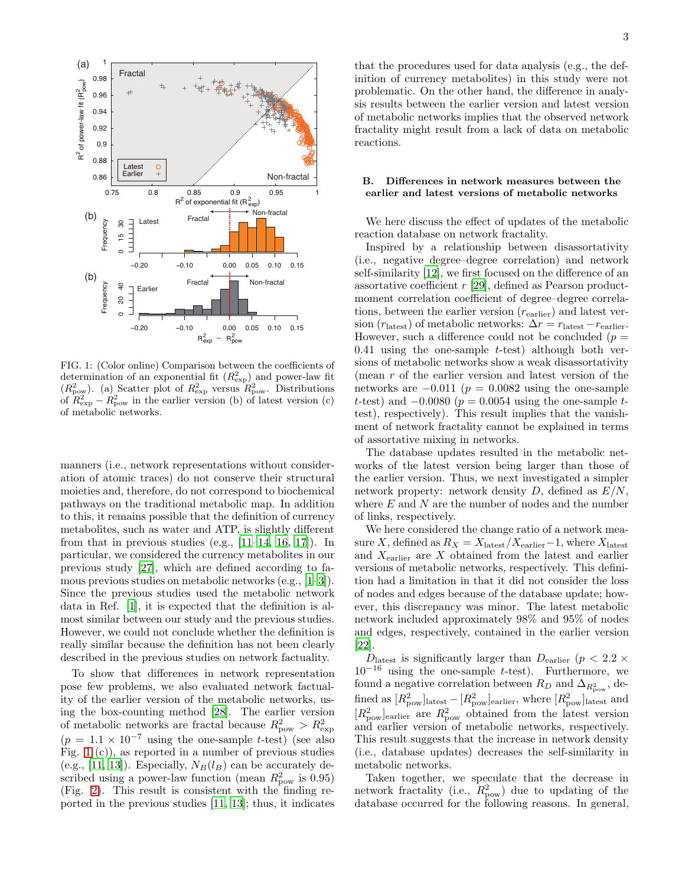FIG. 1: (Color online) Comparison between the coefficients of determination of an exponential fit ($R^2_{\rm exp}$) and power-law fit ($R^2_{\rm pow}$). (a) Scatter plot of $R^2_{\rm exp}$ versus $R^2_{\rm pow}$. Distributions of $R^2_{\rm exp} - R^2_{\rm pow}$ in the earlier version (b) of latest version (c) of metabolic networks.

manners (i.e., network representations without consideration of atomic traces) do not conserve their structural moieties and, therefore, do not correspond to biochemical pathways on the traditional metabolic map. In addition to this, it remains possible that the definition of currency metabolites, such as water and ATP, is slightly different from that in previous studies (e.g., [11–14, 16, 17]). In particular, we considered the currency metabolites in our previous study [27], which are defined according to famous previous studies on metabolic networks (e.g., [1–3]). Since the previous studies used the metabolic network data in Ref. [1], it is expected that the definition is almost similar between our study and the previous studies. However, we could not conclude whether the definition is really similar because the definition has not been clearly described in the previous studies on network factuality.

To show that differences in network representation pose few problems, we also evaluated network factuality of the earlier version of the metabolic networks, using the box-counting method [28]. The earlier version of metabolic networks are fractal because $R^2_{\rm pow} > R^2_{\rm exp}$ ($p = 1.1 \times 10^{-7}$ using the one-sample $t$-test) (see also Fig. 1 (c)), as reported in a number of previous studies (e.g., [11, 13]). Especially, $N_B(l_B)$ can be accurately described using a power-law function (mean $R^2_{\rm pow}$ is 0.95) (Fig. 2). This result is consistent with the finding reported in the previous studies [11, 13]; thus, it indicates that the procedures used for data analysis (e.g., the definition of currency metabolites) in this study were not problematic. On the other hand, the difference in analysis results between the earlier version and latest version of metabolic networks implies that the observed network fractality might result from a lack of data on metabolic reactions.

## B. Differences in network measures between the earlier and latest versions of metabolic networks

We here discuss the effect of updates of the metabolic reaction database on network fractality.

Inspired by a relationship between disassortativity (i.e., negative degree–degree correlation) and network self-similarity [12], we first focused on the difference of an assortative coefficient $r$ [29], defined as Pearson product-moment correlation coefficient of degree–degree correlations, between the earlier version ($r_{\rm earlier}$) and latest version ($r_{\rm latest}$) of metabolic networks: $\Delta r = r_{\rm latest} - r_{\rm earlier}$. However, such a difference could not be concluded ($p = 0.41$ using the one-sample $t$-test) although both versions of metabolic networks show a weak disassortativity (mean $r$ of the earlier version and latest version of the networks are $-0.011$ ($p = 0.0082$ using the one-sample $t$-test) and $-0.0080$ ($p = 0.0054$ using the one-sample $t$-test), respectively). This result implies that the vanishment of network fractality cannot be explained in terms of assortative mixing in networks.

The database updates resulted in the metabolic networks of the latest version being larger than those of the earlier version. Thus, we next investigated a simpler network property: network density $D$, defined as $E/N$, where $E$ and $N$ are the number of nodes and the number of links, respectively.

We here considered the change ratio of a network measure $X$, defined as $R_X = X_{\rm latest}/X_{\rm earlier} - 1$, where $X_{\rm latest}$ and $X_{\rm earlier}$ are $X$ obtained from the latest and earlier versions of metabolic networks, respectively. This definition had a limitation in that it did not consider the loss of nodes and edges because of the database update; however, this discrepancy was minor. The latest metabolic network included approximately 98% and 95% of nodes and edges, respectively, contained in the earlier version [22].

$D_{\rm latest}$ is significantly larger than $D_{\rm earlier}$ ($p < 2.2 \times 10^{-16}$ using the one-sample $t$-test). Furthermore, we found a negative correlation between $R_D$ and $\Delta_{R^2_{\rm pow}}$, defined as $[R^2_{\rm pow}]_{\rm latest} - [R^2_{\rm pow}]_{\rm earlier}$, where $[R^2_{\rm pow}]_{\rm latest}$ and $[R^2_{\rm pow}]_{\rm earlier}$ are $R^2_{\rm pow}$ obtained from the latest version and earlier version of metabolic networks, respectively. This result suggests that the increase in network density (i.e., database updates) decreases the self-similarity in metabolic networks.

Taken together, we speculate that the decrease in network fractality (i.e., $R^2_{\rm pow}$) due to updating of the database occurred for the following reasons. In general,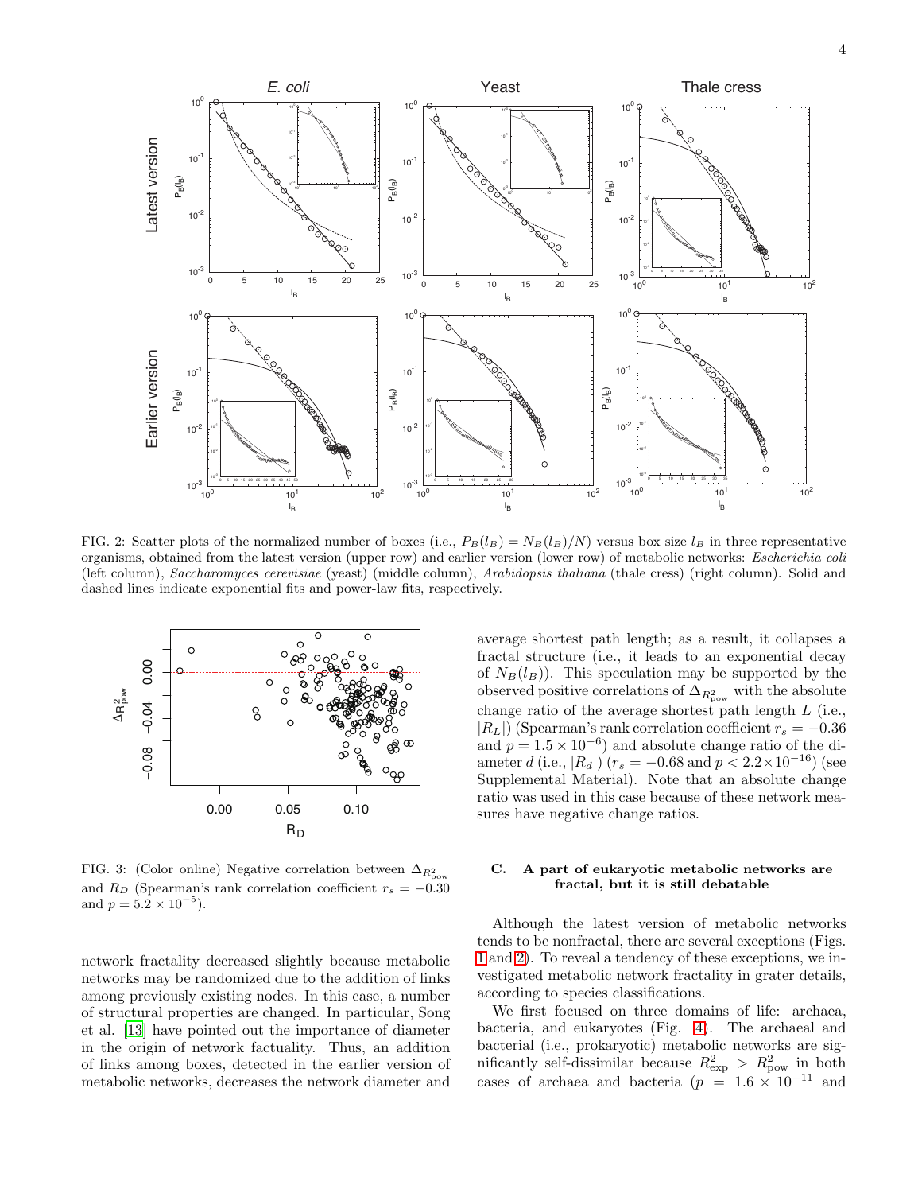FIG. 2: Scatter plots of the normalized number of boxes (i.e., $P_B(l_B) = N_B(l_B)/N$) versus box size $l_B$ in three representative organisms, obtained from the latest version (upper row) and earlier version (lower row) of metabolic networks: *Escherichia coli* (left column), *Saccharomyces cerevisiae* (yeast) (middle column), *Arabidopsis thaliana* (thale cress) (right column). Solid and dashed lines indicate exponential fits and power-law fits, respectively.

FIG. 3: (Color online) Negative correlation between $\Delta_{R^2_{\text{pow}}}$ and $R_D$ (Spearman's rank correlation coefficient $r_s = -0.30$ and $p = 5.2 \times 10^{-5}$).

network fractality decreased slightly because metabolic networks may be randomized due to the addition of links among previously existing nodes. In this case, a number of structural properties are changed. In particular, Song et al. [13] have pointed out the importance of diameter in the origin of network factuality. Thus, an addition of links among boxes, detected in the earlier version of metabolic networks, decreases the network diameter and average shortest path length; as a result, it collapses a fractal structure (i.e., it leads to an exponential decay of $N_B(l_B)$). This speculation may be supported by the observed positive correlations of $\Delta_{R^2_{\text{pow}}}$ with the absolute change ratio of the average shortest path length $L$ (i.e., $|R_L|$) (Spearman's rank correlation coefficient $r_s = -0.36$ and $p = 1.5 \times 10^{-6}$) and absolute change ratio of the diameter $d$ (i.e., $|R_d|$) ($r_s = -0.68$ and $p < 2.2 \times 10^{-16}$) (see Supplemental Material). Note that an absolute change ratio was used in this case because of these network measures have negative change ratios.

### C. A part of eukaryotic metabolic networks are fractal, but it is still debatable

Although the latest version of metabolic networks tends to be nonfractal, there are several exceptions (Figs. 1 and 2). To reveal a tendency of these exceptions, we investigated metabolic network fractality in grater details, according to species classifications.

We first focused on three domains of life: archaea, bacteria, and eukaryotes (Fig. 4). The archaeal and bacterial (i.e., prokaryotic) metabolic networks are significantly self-dissimilar because $R^2_{\text{exp}} > R^2_{\text{pow}}$ in both cases of archaea and bacteria ($p = 1.6 \times 10^{-11}$ and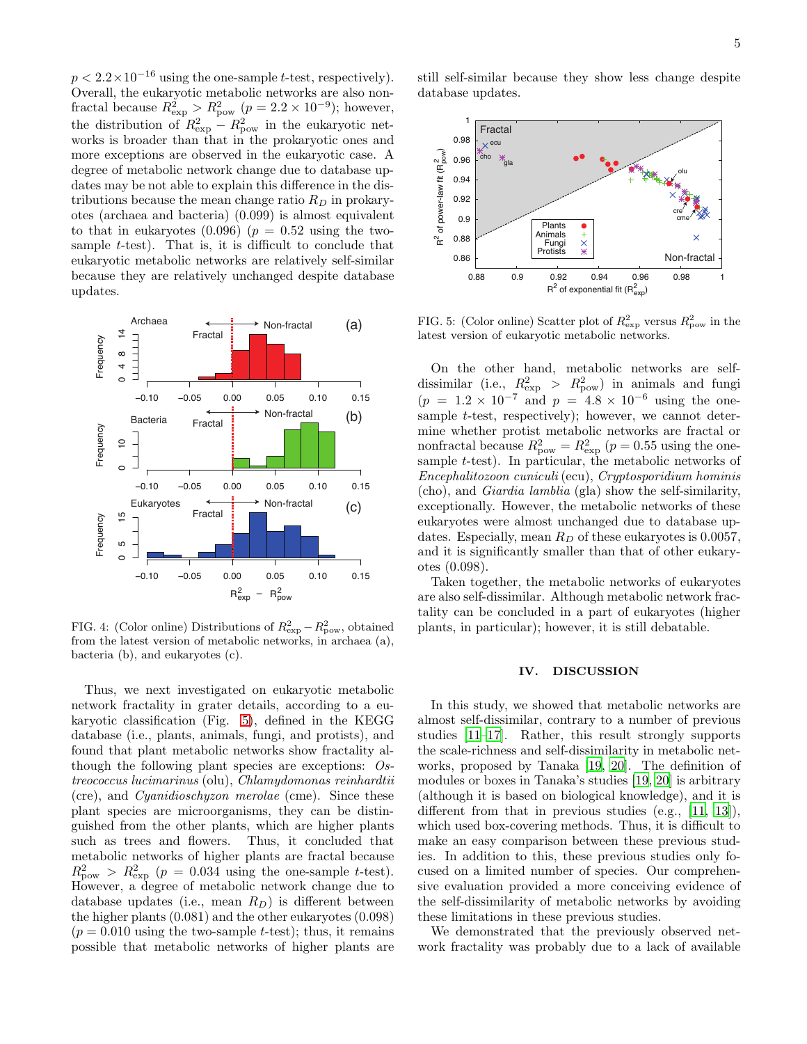$p < 2.2 \times 10^{-16}$ using the one-sample $t$-test, respectively). Overall, the eukaryotic metabolic networks are also nonfractal because $R^2_{\rm exp} > R^2_{\rm pow}$ ($p = 2.2 \times 10^{-9}$); however, the distribution of $R^2_{\rm exp} - R^2_{\rm pow}$ in the eukaryotic networks is broader than that in the prokaryotic ones and more exceptions are observed in the eukaryotic case. A degree of metabolic network change due to database updates may be not able to explain this difference in the distributions because the mean change ratio $R_D$ in prokaryotes (archaea and bacteria) (0.099) is almost equivalent to that in eukaryotes (0.096) ($p = 0.52$ using the two-sample $t$-test). That is, it is difficult to conclude that eukaryotic metabolic networks are relatively self-similar because they are relatively unchanged despite database updates.

FIG. 4: (Color online) Distributions of $R^2_{\rm exp} - R^2_{\rm pow}$, obtained from the latest version of metabolic networks, in archaea (a), bacteria (b), and eukaryotes (c).

Thus, we next investigated on eukaryotic metabolic network fractality in grater details, according to a eukaryotic classification (Fig. 5), defined in the KEGG database (i.e., plants, animals, fungi, and protists), and found that plant metabolic networks show fractality although the following plant species are exceptions: *Ostreococcus lucimarinus* (olu), *Chlamydomonas reinhardtii* (cre), and *Cyanidioschyzon merolae* (cme). Since these plant species are microorganisms, they can be distinguished from the other plants, which are higher plants such as trees and flowers. Thus, it concluded that metabolic networks of higher plants are fractal because $R^2_{\rm pow} > R^2_{\rm exp}$ ($p = 0.034$ using the one-sample $t$-test). However, a degree of metabolic network change due to database updates (i.e., mean $R_D$) is different between the higher plants (0.081) and the other eukaryotes (0.098) ($p = 0.010$ using the two-sample $t$-test); thus, it remains possible that metabolic networks of higher plants are still self-similar because they show less change despite database updates.

FIG. 5: (Color online) Scatter plot of $R^2_{\rm exp}$ versus $R^2_{\rm pow}$ in the latest version of eukaryotic metabolic networks.

On the other hand, metabolic networks are self-dissimilar (i.e., $R^2_{\rm exp} > R^2_{\rm pow}$) in animals and fungi ($p = 1.2 \times 10^{-7}$ and $p = 4.8 \times 10^{-6}$ using the one-sample $t$-test, respectively); however, we cannot determine whether protist metabolic networks are fractal or nonfractal because $R^2_{\rm pow} = R^2_{\rm exp}$ ($p = 0.55$ using the one-sample $t$-test). In particular, the metabolic networks of *Encephalitozoon cuniculi* (ecu), *Cryptosporidium hominis* (cho), and *Giardia lamblia* (gla) show the self-similarity, exceptionally. However, the metabolic networks of these eukaryotes were almost unchanged due to database updates. Especially, mean $R_D$ of these eukaryotes is 0.0057, and it is significantly smaller than that of other eukaryotes (0.098).

Taken together, the metabolic networks of eukaryotes are also self-dissimilar. Although metabolic network fractality can be concluded in a part of eukaryotes (higher plants, in particular); however, it is still debatable.

## IV. DISCUSSION

In this study, we showed that metabolic networks are almost self-dissimilar, contrary to a number of previous studies [11–17]. Rather, this result strongly supports the scale-richness and self-dissimilarity in metabolic networks, proposed by Tanaka [19, 20]. The definition of modules or boxes in Tanaka's studies [19, 20] is arbitrary (although it is based on biological knowledge), and it is different from that in previous studies (e.g., [11, 13]), which used box-covering methods. Thus, it is difficult to make an easy comparison between these previous studies. In addition to this, these previous studies only focused on a limited number of species. Our comprehensive evaluation provided a more conceiving evidence of the self-dissimilarity of metabolic networks by avoiding these limitations in these previous studies.

We demonstrated that the previously observed network fractality was probably due to a lack of available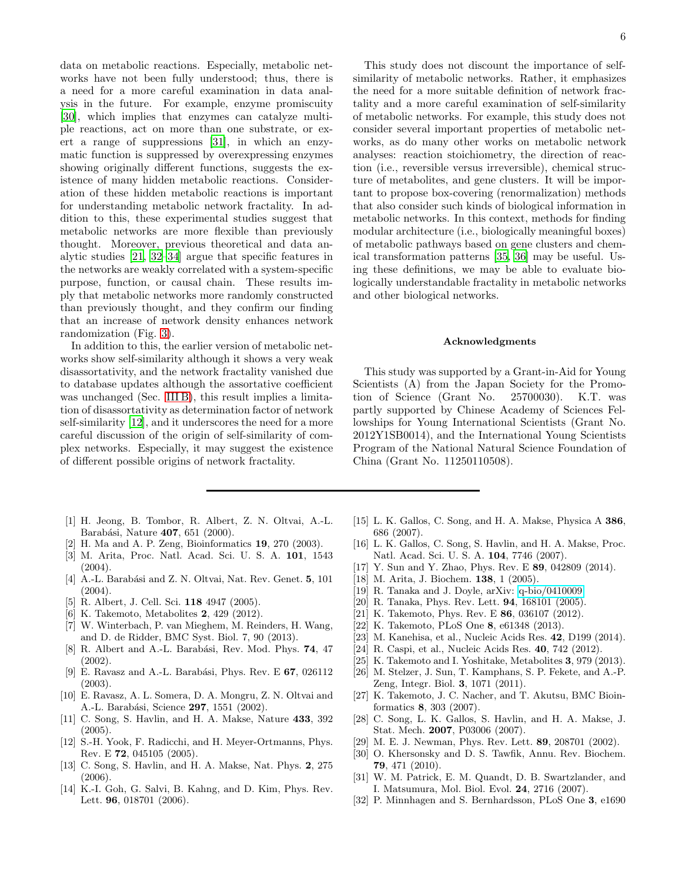data on metabolic reactions. Especially, metabolic networks have not been fully understood; thus, there is a need for a more careful examination in data analysis in the future. For example, enzyme promiscuity [30], which implies that enzymes can catalyze multiple reactions, act on more than one substrate, or exert a range of suppressions [31], in which an enzymatic function is suppressed by overexpressing enzymes showing originally different functions, suggests the existence of many hidden metabolic reactions. Consideration of these hidden metabolic reactions is important for understanding metabolic network fractality. In addition to this, these experimental studies suggest that metabolic networks are more flexible than previously thought. Moreover, previous theoretical and data analytic studies [21, 32–34] argue that specific features in the networks are weakly correlated with a system-specific purpose, function, or causal chain. These results imply that metabolic networks more randomly constructed than previously thought, and they confirm our finding that an increase of network density enhances network randomization (Fig. 3).

In addition to this, the earlier version of metabolic networks show self-similarity although it shows a very weak disassortativity, and the network fractality vanished due to database updates although the assortative coefficient was unchanged (Sec. III B), this result implies a limitation of disassortativity as determination factor of network self-similarity [12], and it underscores the need for a more careful discussion of the origin of self-similarity of complex networks. Especially, it may suggest the existence of different possible origins of network fractality.

This study does not discount the importance of self-similarity of metabolic networks. Rather, it emphasizes the need for a more suitable definition of network fractality and a more careful examination of self-similarity of metabolic networks. For example, this study does not consider several important properties of metabolic networks, as do many other works on metabolic network analyses: reaction stoichiometry, the direction of reaction (i.e., reversible versus irreversible), chemical structure of metabolites, and gene clusters. It will be important to propose box-covering (renormalization) methods that also consider such kinds of biological information in metabolic networks. In this context, methods for finding modular architecture (i.e., biologically meaningful boxes) of metabolic pathways based on gene clusters and chemical transformation patterns [35, 36] may be useful. Using these definitions, we may be able to evaluate biologically understandable fractality in metabolic networks and other biological networks.

### Acknowledgments

This study was supported by a Grant-in-Aid for Young Scientists (A) from the Japan Society for the Promotion of Science (Grant No. 25700030). K.T. was partly supported by Chinese Academy of Sciences Fellowships for Young International Scientists (Grant No. 2012Y1SB0014), and the International Young Scientists Program of the National Natural Science Foundation of China (Grant No. 11250110508).

---

[1] H. Jeong, B. Tombor, R. Albert, Z. N. Oltvai, A.-L. Barabási, Nature **407**, 651 (2000).

[2] H. Ma and A. P. Zeng, Bioinformatics **19**, 270 (2003).

[3] M. Arita, Proc. Natl. Acad. Sci. U. S. A. **101**, 1543 (2004).

[4] A.-L. Barabási and Z. N. Oltvai, Nat. Rev. Genet. **5**, 101 (2004).

[5] R. Albert, J. Cell. Sci. **118** 4947 (2005).

[6] K. Takemoto, Metabolites **2**, 429 (2012).

[7] W. Winterbach, P. van Mieghem, M. Reinders, H. Wang, and D. de Ridder, BMC Syst. Biol. 7, 90 (2013).

[8] R. Albert and A.-L. Barabási, Rev. Mod. Phys. **74**, 47 (2002).

[9] E. Ravasz and A.-L. Barabási, Phys. Rev. E **67**, 026112 (2003).

[10] E. Ravasz, A. L. Somera, D. A. Mongru, Z. N. Oltvai and A.-L. Barabási, Science **297**, 1551 (2002).

[11] C. Song, S. Havlin, and H. A. Makse, Nature **433**, 392 (2005).

[12] S.-H. Yook, F. Radicchi, and H. Meyer-Ortmanns, Phys. Rev. E **72**, 045105 (2005).

[13] C. Song, S. Havlin, and H. A. Makse, Nat. Phys. **2**, 275 (2006).

[14] K.-I. Goh, G. Salvi, B. Kahng, and D. Kim, Phys. Rev. Lett. **96**, 018701 (2006).

[15] L. K. Gallos, C. Song, and H. A. Makse, Physica A **386**, 686 (2007).

[16] L. K. Gallos, C. Song, S. Havlin, and H. A. Makse, Proc. Natl. Acad. Sci. U. S. A. **104**, 7746 (2007).

[17] Y. Sun and Y. Zhao, Phys. Rev. E **89**, 042809 (2014).

[18] M. Arita, J. Biochem. **138**, 1 (2005).

[19] R. Tanaka and J. Doyle, arXiv: q-bio/0410009

[20] R. Tanaka, Phys. Rev. Lett. **94**, 168101 (2005).

[21] K. Takemoto, Phys. Rev. E **86**, 036107 (2012).

[22] K. Takemoto, PLoS One **8**, e61348 (2013).

[23] M. Kanehisa, et al., Nucleic Acids Res. **42**, D199 (2014).

[24] R. Caspi, et al., Nucleic Acids Res. **40**, 742 (2012).

[25] K. Takemoto and I. Yoshitake, Metabolites **3**, 979 (2013).

[26] M. Stelzer, J. Sun, T. Kamphans, S. P. Fekete, and A.-P. Zeng, Integr. Biol. **3**, 1071 (2011).

[27] K. Takemoto, J. C. Nacher, and T. Akutsu, BMC Bioinformatics **8**, 303 (2007).

[28] C. Song, L. K. Gallos, S. Havlin, and H. A. Makse, J. Stat. Mech. **2007**, P03006 (2007).

[29] M. E. J. Newman, Phys. Rev. Lett. **89**, 208701 (2002).

[30] O. Khersonsky and D. S. Tawfik, Annu. Rev. Biochem. **79**, 471 (2010).

[31] W. M. Patrick, E. M. Quandt, D. B. Swartzlander, and I. Matsumura, Mol. Biol. Evol. **24**, 2716 (2007).

[32] P. Minnhagen and S. Bernhardsson, PLoS One **3**, e1690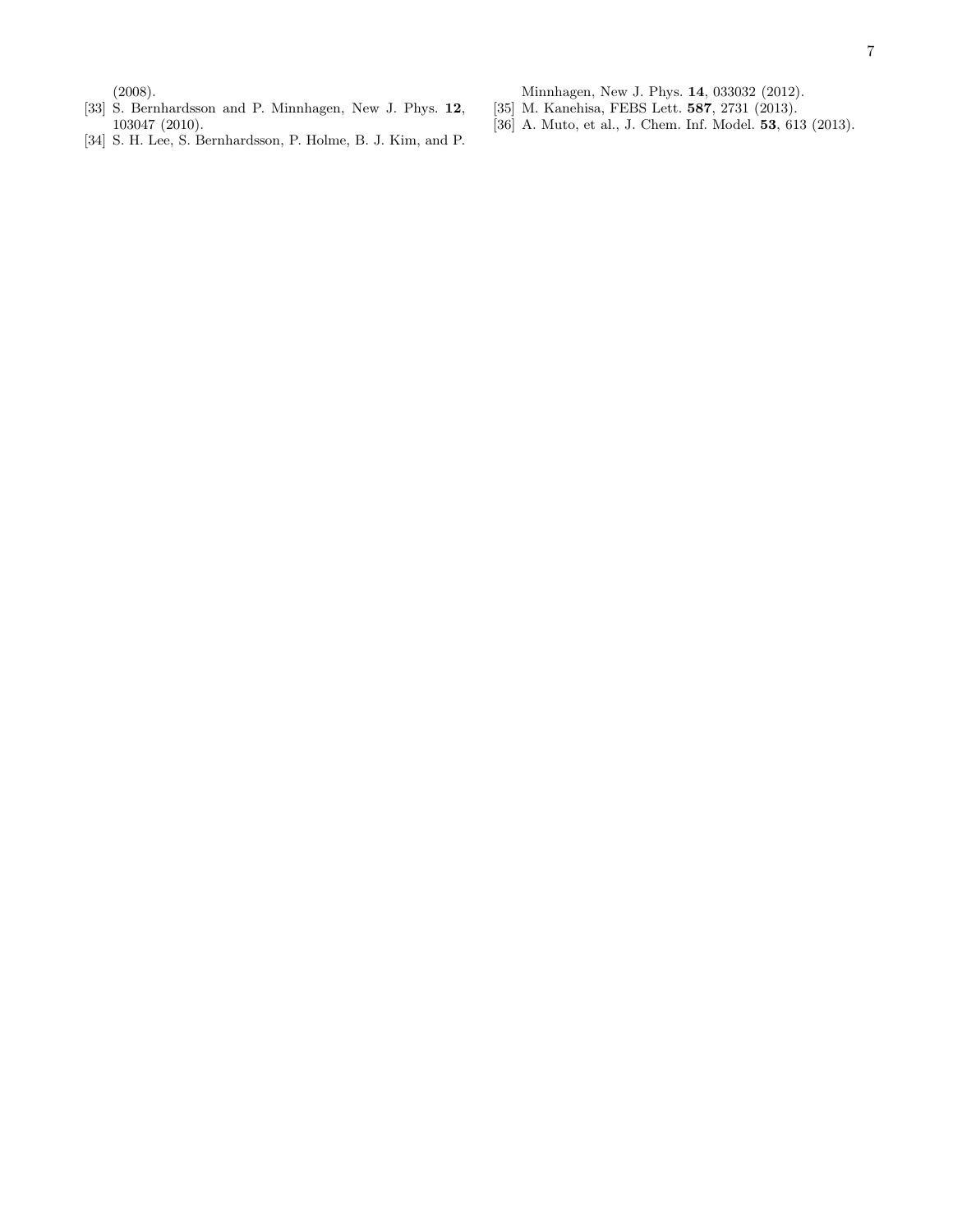(2008).

[33] S. Bernhardsson and P. Minnhagen, New J. Phys. **12**, 103047 (2010).

[34] S. H. Lee, S. Bernhardsson, P. Holme, B. J. Kim, and P. Minnhagen, New J. Phys. **14**, 033032 (2012).

[35] M. Kanehisa, FEBS Lett. **587**, 2731 (2013).

[36] A. Muto, et al., J. Chem. Inf. Model. **53**, 613 (2013).